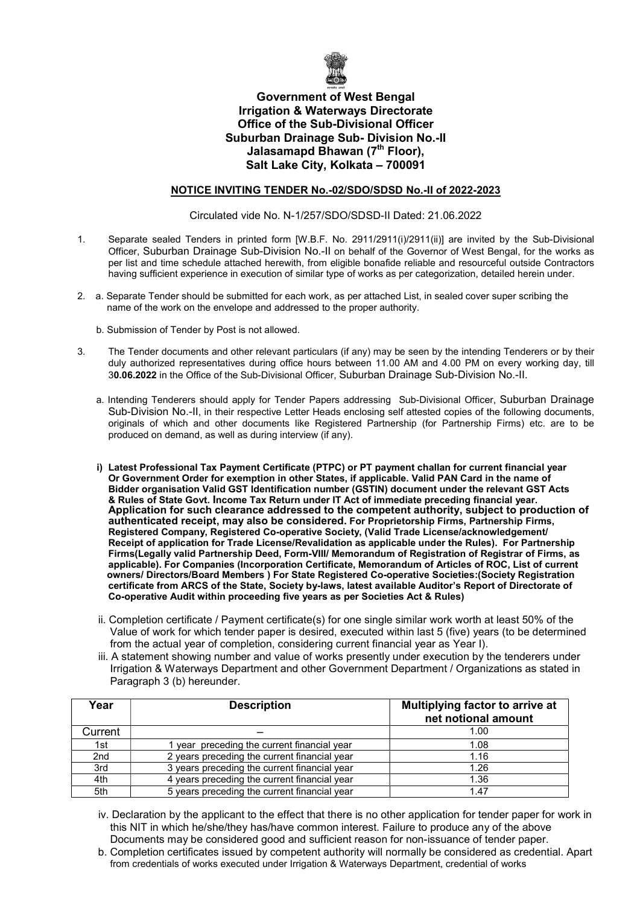# Government of West Bengal
# Irrigation & Waterways Directorate
## Office of the Sub-Divisional Officer
## Suburban Drainage Sub- Division No.-II
## Jalasamapd Bhawan (7th Floor),
## Salt Lake City, Kolkata – 700091

**NOTICE INVITING TENDER No.-02/SDO/SDSD No.-II of 2022-2023**

Circulated vide No. N-1/257/SDO/SDSD-II Dated: 21.06.2022

1. Separate sealed Tenders in printed form [W.B.F. No. 2911/2911(i)/2911(ii)] are invited by the Sub-Divisional Officer, Suburban Drainage Sub-Division No.-II on behalf of the Governor of West Bengal, for the works as per list and time schedule attached herewith, from eligible bonafide reliable and resourceful outside Contractors having sufficient experience in execution of similar type of works as per categorization, detailed herein under.

2. a. Separate Tender should be submitted for each work, as per attached List, in sealed cover super scribing the name of the work on the envelope and addressed to the proper authority.

   b. Submission of Tender by Post is not allowed.

3. The Tender documents and other relevant particulars (if any) may be seen by the intending Tenderers or by their duly authorized representatives during office hours between 11.00 AM and 4.00 PM on every working day, till 3**0.06.2022** in the Office of the Sub-Divisional Officer, Suburban Drainage Sub-Division No.-II.

   a. Intending Tenderers should apply for Tender Papers addressing Sub-Divisional Officer, Suburban Drainage Sub-Division No.-II, in their respective Letter Heads enclosing self attested copies of the following documents, originals of which and other documents like Registered Partnership (for Partnership Firms) etc. are to be produced on demand, as well as during interview (if any).

   **i) Latest Professional Tax Payment Certificate (PTPC) or PT payment challan for current financial year Or Government Order for exemption in other States, if applicable. Valid PAN Card in the name of Bidder organisation Valid GST Identification number (GSTIN) document under the relevant GST Acts & Rules of State Govt. Income Tax Return under IT Act of immediate preceding financial year. Application for such clearance addressed to the competent authority, subject to production of authenticated receipt, may also be considered. For Proprietorship Firms, Partnership Firms, Registered Company, Registered Co-operative Society, (Valid Trade License/acknowledgement/ Receipt of application for Trade License/Revalidation as applicable under the Rules). For Partnership Firms(Legally valid Partnership Deed, Form-VIII/ Memorandum of Registration of Registrar of Firms, as applicable). For Companies (Incorporation Certificate, Memorandum of Articles of ROC, List of current owners/ Directors/Board Members ) For State Registered Co-operative Societies:(Society Registration certificate from ARCS of the State, Society by-laws, latest available Auditor's Report of Directorate of Co-operative Audit within proceeding five years as per Societies Act & Rules)**

   ii. Completion certificate / Payment certificate(s) for one single similar work worth at least 50% of the Value of work for which tender paper is desired, executed within last 5 (five) years (to be determined from the actual year of completion, considering current financial year as Year I).

   iii. A statement showing number and value of works presently under execution by the tenderers under Irrigation & Waterways Department and other Government Department / Organizations as stated in Paragraph 3 (b) hereunder.

| Year | Description | Multiplying factor to arrive at net notional amount |
|---|---|---|
| Current | – | 1.00 |
| 1st | 1 year preceding the current financial year | 1.08 |
| 2nd | 2 years preceding the current financial year | 1.16 |
| 3rd | 3 years preceding the current financial year | 1.26 |
| 4th | 4 years preceding the current financial year | 1.36 |
| 5th | 5 years preceding the current financial year | 1.47 |

   iv. Declaration by the applicant to the effect that there is no other application for tender paper for work in this NIT in which he/she/they has/have common interest. Failure to produce any of the above Documents may be considered good and sufficient reason for non-issuance of tender paper.

   b. Completion certificates issued by competent authority will normally be considered as credential. Apart from credentials of works executed under Irrigation & Waterways Department, credential of works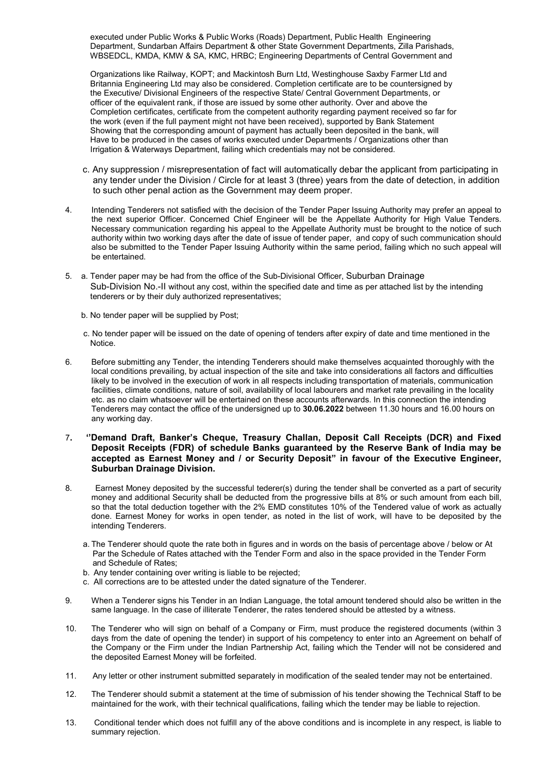executed under Public Works & Public Works (Roads) Department, Public Health Engineering Department, Sundarban Affairs Department & other State Government Departments, Zilla Parishads, WBSEDCL, KMDA, KMW & SA, KMC, HRBC; Engineering Departments of Central Government and

Organizations like Railway, KOPT; and Mackintosh Burn Ltd, Westinghouse Saxby Farmer Ltd and Britannia Engineering Ltd may also be considered. Completion certificate are to be countersigned by the Executive/ Divisional Engineers of the respective State/ Central Government Departments, or officer of the equivalent rank, if those are issued by some other authority. Over and above the Completion certificates, certificate from the competent authority regarding payment received so far for the work (even if the full payment might not have been received), supported by Bank Statement Showing that the corresponding amount of payment has actually been deposited in the bank, will Have to be produced in the cases of works executed under Departments / Organizations other than Irrigation & Waterways Department, failing which credentials may not be considered.

c. Any suppression / misrepresentation of fact will automatically debar the applicant from participating in any tender under the Division / Circle for at least 3 (three) years from the date of detection, in addition to such other penal action as the Government may deem proper.

4. Intending Tenderers not satisfied with the decision of the Tender Paper Issuing Authority may prefer an appeal to the next superior Officer. Concerned Chief Engineer will be the Appellate Authority for High Value Tenders. Necessary communication regarding his appeal to the Appellate Authority must be brought to the notice of such authority within two working days after the date of issue of tender paper, and copy of such communication should also be submitted to the Tender Paper Issuing Authority within the same period, failing which no such appeal will be entertained.

5. a. Tender paper may be had from the office of the Sub-Divisional Officer, Suburban Drainage Sub-Division No.-II without any cost, within the specified date and time as per attached list by the intending tenderers or by their duly authorized representatives;

   b. No tender paper will be supplied by Post;

   c. No tender paper will be issued on the date of opening of tenders after expiry of date and time mentioned in the Notice.

6. Before submitting any Tender, the intending Tenderers should make themselves acquainted thoroughly with the local conditions prevailing, by actual inspection of the site and take into considerations all factors and difficulties likely to be involved in the execution of work in all respects including transportation of materials, communication facilities, climate conditions, nature of soil, availability of local labourers and market rate prevailing in the locality etc. as no claim whatsoever will be entertained on these accounts afterwards. In this connection the intending Tenderers may contact the office of the undersigned up to **30.06.2022** between 11.30 hours and 16.00 hours on any working day.

7. **''Demand Draft, Banker's Cheque, Treasury Challan, Deposit Call Receipts (DCR) and Fixed Deposit Receipts (FDR) of schedule Banks guaranteed by the Reserve Bank of India may be accepted as Earnest Money and / or Security Deposit" in favour of the Executive Engineer, Suburban Drainage Division.**

8. Earnest Money deposited by the successful tederer(s) during the tender shall be converted as a part of security money and additional Security shall be deducted from the progressive bills at 8% or such amount from each bill, so that the total deduction together with the 2% EMD constitutes 10% of the Tendered value of work as actually done. Earnest Money for works in open tender, as noted in the list of work, will have to be deposited by the intending Tenderers.

   a. The Tenderer should quote the rate both in figures and in words on the basis of percentage above / below or At Par the Schedule of Rates attached with the Tender Form and also in the space provided in the Tender Form and Schedule of Rates;

   b. Any tender containing over writing is liable to be rejected;

   c. All corrections are to be attested under the dated signature of the Tenderer.

9. When a Tenderer signs his Tender in an Indian Language, the total amount tendered should also be written in the same language. In the case of illiterate Tenderer, the rates tendered should be attested by a witness.

10. The Tenderer who will sign on behalf of a Company or Firm, must produce the registered documents (within 3 days from the date of opening the tender) in support of his competency to enter into an Agreement on behalf of the Company or the Firm under the Indian Partnership Act, failing which the Tender will not be considered and the deposited Earnest Money will be forfeited.

11. Any letter or other instrument submitted separately in modification of the sealed tender may not be entertained.

12. The Tenderer should submit a statement at the time of submission of his tender showing the Technical Staff to be maintained for the work, with their technical qualifications, failing which the tender may be liable to rejection.

13. Conditional tender which does not fulfill any of the above conditions and is incomplete in any respect, is liable to summary rejection.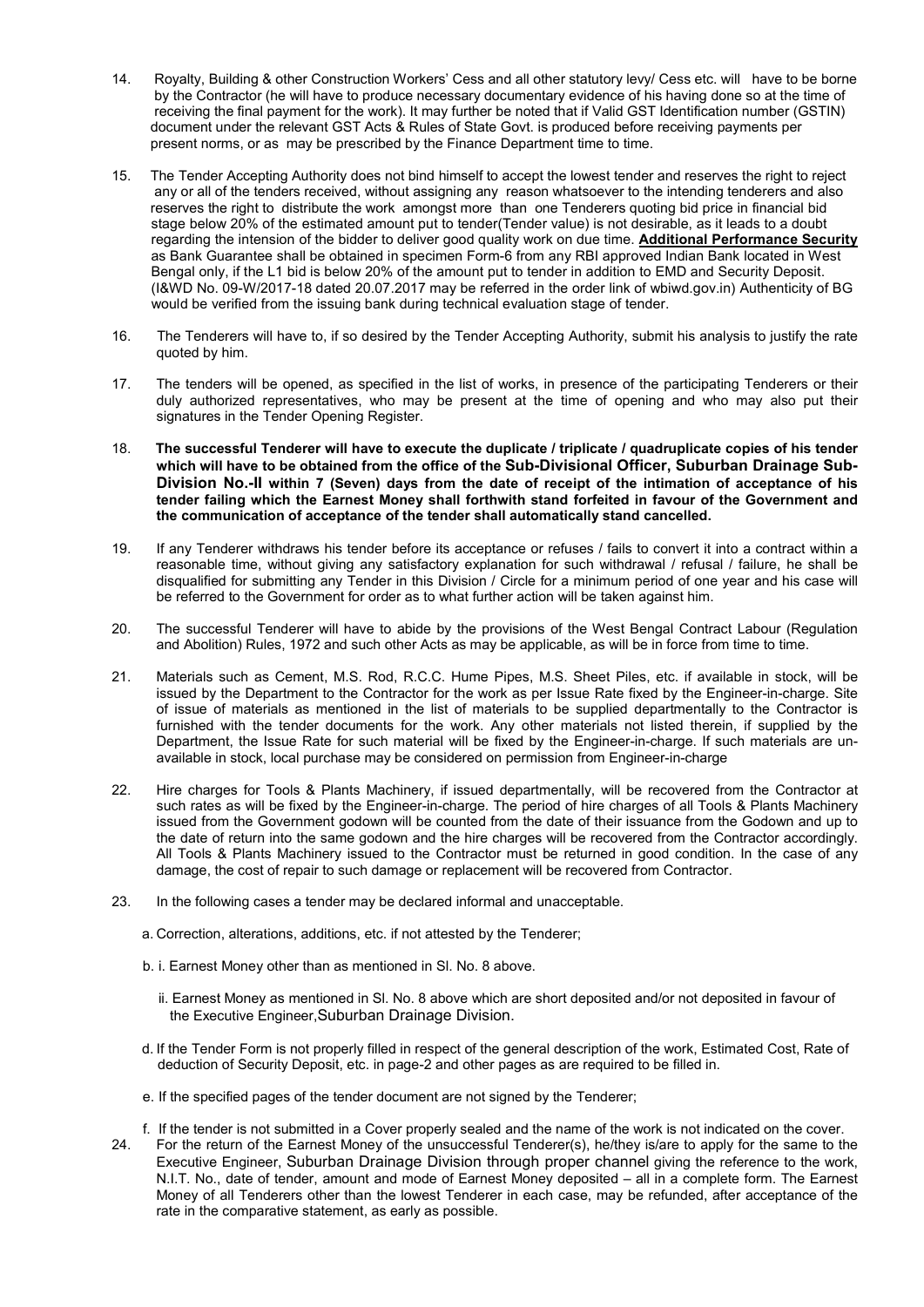14. Royalty, Building & other Construction Workers' Cess and all other statutory levy/ Cess etc. will have to be borne by the Contractor (he will have to produce necessary documentary evidence of his having done so at the time of receiving the final payment for the work). It may further be noted that if Valid GST Identification number (GSTIN) document under the relevant GST Acts & Rules of State Govt. is produced before receiving payments per present norms, or as may be prescribed by the Finance Department time to time.

15. The Tender Accepting Authority does not bind himself to accept the lowest tender and reserves the right to reject any or all of the tenders received, without assigning any reason whatsoever to the intending tenderers and also reserves the right to distribute the work amongst more than one Tenderers quoting bid price in financial bid stage below 20% of the estimated amount put to tender(Tender value) is not desirable, as it leads to a doubt regarding the intension of the bidder to deliver good quality work on due time. **Additional Performance Security** as Bank Guarantee shall be obtained in specimen Form-6 from any RBI approved Indian Bank located in West Bengal only, if the L1 bid is below 20% of the amount put to tender in addition to EMD and Security Deposit. (I&WD No. 09-W/2017-18 dated 20.07.2017 may be referred in the order link of wbiwd.gov.in) Authenticity of BG would be verified from the issuing bank during technical evaluation stage of tender.

16. The Tenderers will have to, if so desired by the Tender Accepting Authority, submit his analysis to justify the rate quoted by him.

17. The tenders will be opened, as specified in the list of works, in presence of the participating Tenderers or their duly authorized representatives, who may be present at the time of opening and who may also put their signatures in the Tender Opening Register.

18. **The successful Tenderer will have to execute the duplicate / triplicate / quadruplicate copies of his tender which will have to be obtained from the office of the Sub-Divisional Officer, Suburban Drainage Sub-Division No.-II within 7 (Seven) days from the date of receipt of the intimation of acceptance of his tender failing which the Earnest Money shall forthwith stand forfeited in favour of the Government and the communication of acceptance of the tender shall automatically stand cancelled.**

19. If any Tenderer withdraws his tender before its acceptance or refuses / fails to convert it into a contract within a reasonable time, without giving any satisfactory explanation for such withdrawal / refusal / failure, he shall be disqualified for submitting any Tender in this Division / Circle for a minimum period of one year and his case will be referred to the Government for order as to what further action will be taken against him.

20. The successful Tenderer will have to abide by the provisions of the West Bengal Contract Labour (Regulation and Abolition) Rules, 1972 and such other Acts as may be applicable, as will be in force from time to time.

21. Materials such as Cement, M.S. Rod, R.C.C. Hume Pipes, M.S. Sheet Piles, etc. if available in stock, will be issued by the Department to the Contractor for the work as per Issue Rate fixed by the Engineer-in-charge. Site of issue of materials as mentioned in the list of materials to be supplied departmentally to the Contractor is furnished with the tender documents for the work. Any other materials not listed therein, if supplied by the Department, the Issue Rate for such material will be fixed by the Engineer-in-charge. If such materials are un-available in stock, local purchase may be considered on permission from Engineer-in-charge

22. Hire charges for Tools & Plants Machinery, if issued departmentally, will be recovered from the Contractor at such rates as will be fixed by the Engineer-in-charge. The period of hire charges of all Tools & Plants Machinery issued from the Government godown will be counted from the date of their issuance from the Godown and up to the date of return into the same godown and the hire charges will be recovered from the Contractor accordingly. All Tools & Plants Machinery issued to the Contractor must be returned in good condition. In the case of any damage, the cost of repair to such damage or replacement will be recovered from Contractor.

23. In the following cases a tender may be declared informal and unacceptable.

    a. Correction, alterations, additions, etc. if not attested by the Tenderer;

    b. i. Earnest Money other than as mentioned in Sl. No. 8 above.

       ii. Earnest Money as mentioned in Sl. No. 8 above which are short deposited and/or not deposited in favour of the Executive Engineer,Suburban Drainage Division.

    d. If the Tender Form is not properly filled in respect of the general description of the work, Estimated Cost, Rate of deduction of Security Deposit, etc. in page-2 and other pages as are required to be filled in.

    e. If the specified pages of the tender document are not signed by the Tenderer;

    f. If the tender is not submitted in a Cover properly sealed and the name of the work is not indicated on the cover.

24. For the return of the Earnest Money of the unsuccessful Tenderer(s), he/they is/are to apply for the same to the Executive Engineer, Suburban Drainage Division through proper channel giving the reference to the work, N.I.T. No., date of tender, amount and mode of Earnest Money deposited – all in a complete form. The Earnest Money of all Tenderers other than the lowest Tenderer in each case, may be refunded, after acceptance of the rate in the comparative statement, as early as possible.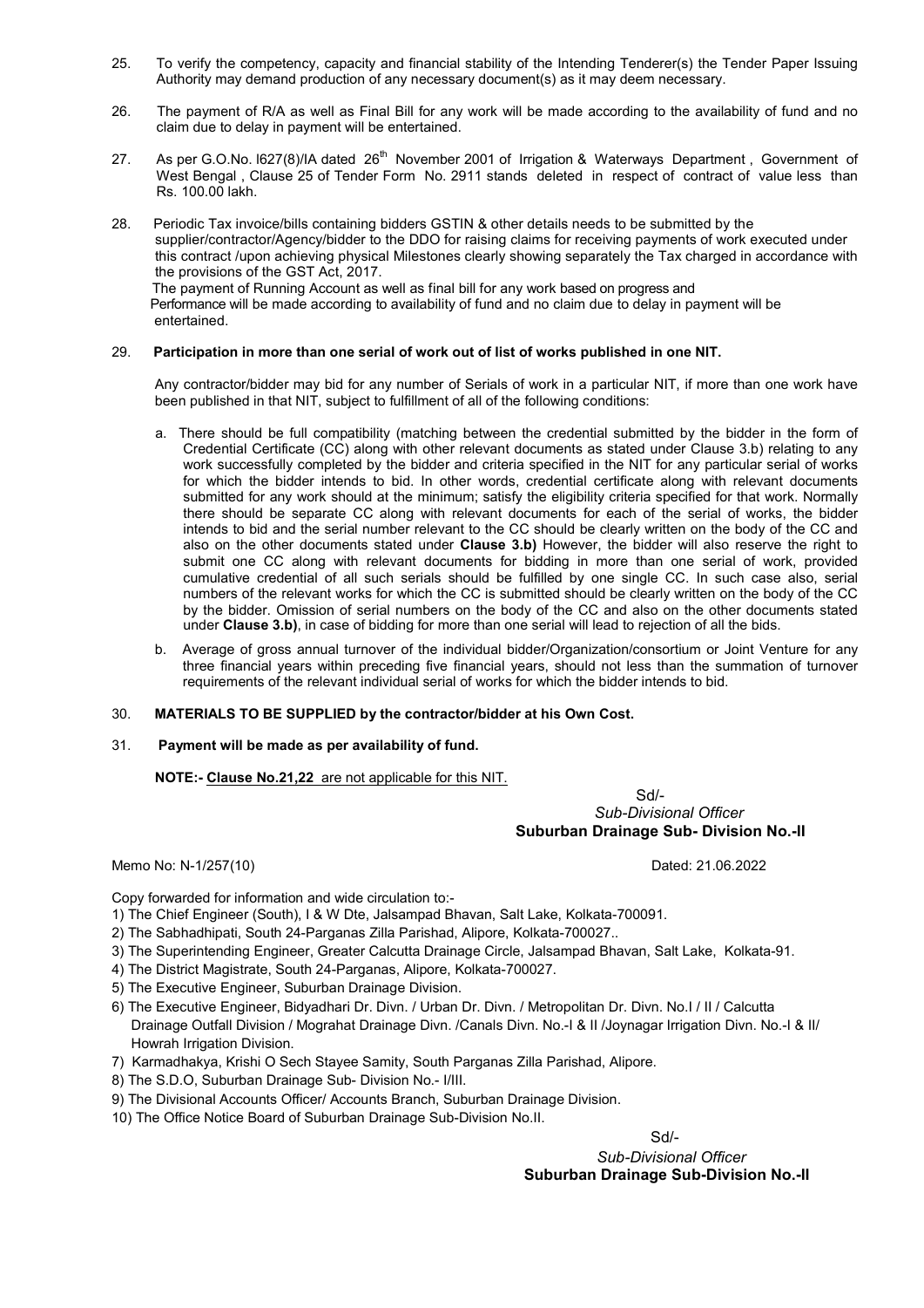25. To verify the competency, capacity and financial stability of the Intending Tenderer(s) the Tender Paper Issuing Authority may demand production of any necessary document(s) as it may deem necessary.

26. The payment of R/A as well as Final Bill for any work will be made according to the availability of fund and no claim due to delay in payment will be entertained.

27. As per G.O.No. I627(8)/IA dated 26th November 2001 of Irrigation & Waterways Department , Government of West Bengal , Clause 25 of Tender Form No. 2911 stands deleted in respect of contract of value less than Rs. 100.00 lakh.

28. Periodic Tax invoice/bills containing bidders GSTIN & other details needs to be submitted by the supplier/contractor/Agency/bidder to the DDO for raising claims for receiving payments of work executed under this contract /upon achieving physical Milestones clearly showing separately the Tax charged in accordance with the provisions of the GST Act, 2017.
The payment of Running Account as well as final bill for any work based on progress and Performance will be made according to availability of fund and no claim due to delay in payment will be entertained.

29. **Participation in more than one serial of work out of list of works published in one NIT.**

Any contractor/bidder may bid for any number of Serials of work in a particular NIT, if more than one work have been published in that NIT, subject to fulfillment of all of the following conditions:

a. There should be full compatibility (matching between the credential submitted by the bidder in the form of Credential Certificate (CC) along with other relevant documents as stated under Clause 3.b) relating to any work successfully completed by the bidder and criteria specified in the NIT for any particular serial of works for which the bidder intends to bid. In other words, credential certificate along with relevant documents submitted for any work should at the minimum; satisfy the eligibility criteria specified for that work. Normally there should be separate CC along with relevant documents for each of the serial of works, the bidder intends to bid and the serial number relevant to the CC should be clearly written on the body of the CC and also on the other documents stated under **Clause 3.b)** However, the bidder will also reserve the right to submit one CC along with relevant documents for bidding in more than one serial of work, provided cumulative credential of all such serials should be fulfilled by one single CC. In such case also, serial numbers of the relevant works for which the CC is submitted should be clearly written on the body of the CC by the bidder. Omission of serial numbers on the body of the CC and also on the other documents stated under **Clause 3.b)**, in case of bidding for more than one serial will lead to rejection of all the bids.

b. Average of gross annual turnover of the individual bidder/Organization/consortium or Joint Venture for any three financial years within preceding five financial years, should not less than the summation of turnover requirements of the relevant individual serial of works for which the bidder intends to bid.

30. **MATERIALS TO BE SUPPLIED by the contractor/bidder at his Own Cost.**

31. **Payment will be made as per availability of fund.**

**NOTE:- Clause No.21,22 are not applicable for this NIT.**

Sd/-
*Sub-Divisional Officer*
**Suburban Drainage Sub- Division No.-II**

Memo No: N-1/257(10) Dated: 21.06.2022

Copy forwarded for information and wide circulation to:-

1) The Chief Engineer (South), I & W Dte, Jalsampad Bhavan, Salt Lake, Kolkata-700091.
2) The Sabhadhipati, South 24-Parganas Zilla Parishad, Alipore, Kolkata-700027..
3) The Superintending Engineer, Greater Calcutta Drainage Circle, Jalsampad Bhavan, Salt Lake, Kolkata-91.
4) The District Magistrate, South 24-Parganas, Alipore, Kolkata-700027.
5) The Executive Engineer, Suburban Drainage Division.
6) The Executive Engineer, Bidyadhari Dr. Divn. / Urban Dr. Divn. / Metropolitan Dr. Divn. No.I / II / Calcutta Drainage Outfall Division / Mograhat Drainage Divn. /Canals Divn. No.-I & II /Joynagar Irrigation Divn. No.-I & II/ Howrah Irrigation Division.
7) Karmadhakya, Krishi O Sech Stayee Samity, South Parganas Zilla Parishad, Alipore.
8) The S.D.O, Suburban Drainage Sub- Division No.- I/III.
9) The Divisional Accounts Officer/ Accounts Branch, Suburban Drainage Division.
10) The Office Notice Board of Suburban Drainage Sub-Division No.II.

Sd/-
*Sub-Divisional Officer*
**Suburban Drainage Sub-Division No.-II**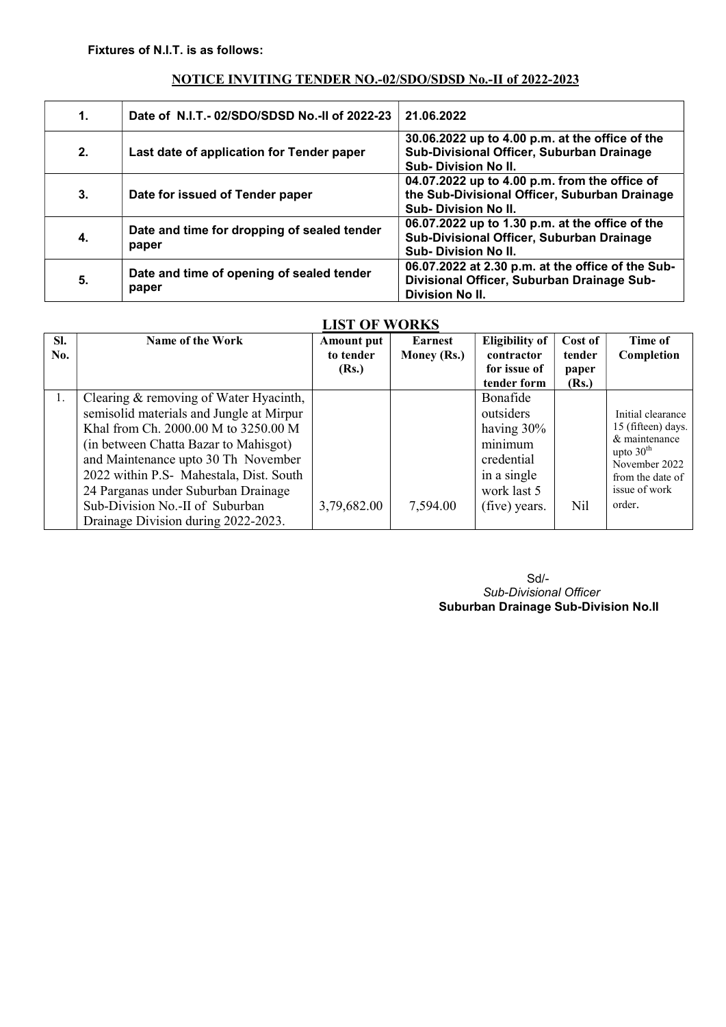**Fixtures of N.I.T. is as follows:**

## NOTICE INVITING TENDER NO.-02/SDO/SDSD No.-II of 2022-2023

| | | |
|---|---|---|
| **1.** | **Date of N.I.T.- 02/SDO/SDSD No.-II of 2022-23** | **21.06.2022** |
| **2.** | **Last date of application for Tender paper** | **30.06.2022 up to 4.00 p.m. at the office of the Sub-Divisional Officer, Suburban Drainage Sub- Division No II.** |
| **3.** | **Date for issued of Tender paper** | **04.07.2022 up to 4.00 p.m. from the office of the Sub-Divisional Officer, Suburban Drainage Sub- Division No II.** |
| **4.** | **Date and time for dropping of sealed tender paper** | **06.07.2022 up to 1.30 p.m. at the office of the Sub-Divisional Officer, Suburban Drainage Sub- Division No II.** |
| **5.** | **Date and time of opening of sealed tender paper** | **06.07.2022 at 2.30 p.m. at the office of the Sub-Divisional Officer, Suburban Drainage Sub-Division No II.** |

## LIST OF WORKS

| Sl. No. | Name of the Work | Amount put to tender (Rs.) | Earnest Money (Rs.) | Eligibility of contractor for issue of tender form | Cost of tender paper (Rs.) | Time of Completion |
|---|---|---|---|---|---|---|
| 1. | Clearing & removing of Water Hyacinth, semisolid materials and Jungle at Mirpur Khal from Ch. 2000.00 M to 3250.00 M (in between Chatta Bazar to Mahisgot) and Maintenance upto 30 Th November 2022 within P.S- Mahestala, Dist. South 24 Parganas under Suburban Drainage Sub-Division No.-II of Suburban Drainage Division during 2022-2023. | 3,79,682.00 | 7,594.00 | Bonafide outsiders having 30% minimum credential in a single work last 5 (five) years. | Nil | Initial clearance 15 (fifteen) days. & maintenance upto 30th November 2022 from the date of issue of work order. |

Sd/-
*Sub-Divisional Officer*
**Suburban Drainage Sub-Division No.II**